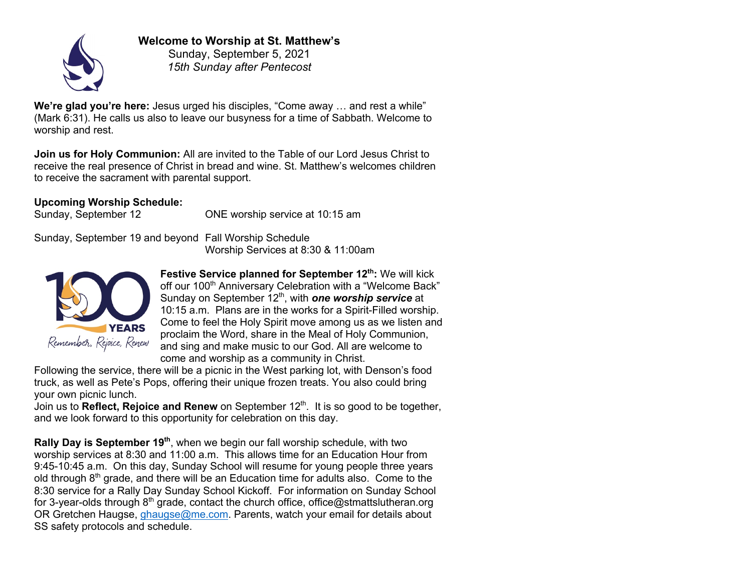# Welcome to Worship at St. Matthew's

Sunday, September 5, 2021

*15th Sunday after Pentecost*

**We're glad you're here:** Jesus urged his disciples, "Come away … and rest a while" (Mark 6:31). He calls us also to leave our busyness for a time of Sabbath. Welcome to worship and rest.

**Join us for Holy Communion:** All are invited to the Table of our Lord Jesus Christ to receive the real presence of Christ in bread and wine. St. Matthew's welcomes children to receive the sacrament with parental support.

**Upcoming Worship Schedule:**

| | |
|---|---|
| Sunday, September 12 | ONE worship service at 10:15 am |
| Sunday, September 19 and beyond | Fall Worship Schedule<br>Worship Services at 8:30 & 11:00am |

**Festive Service planned for September 12th:** We will kick off our 100th Anniversary Celebration with a "Welcome Back" Sunday on September 12th, with ***one worship service*** at 10:15 a.m. Plans are in the works for a Spirit-Filled worship. Come to feel the Holy Spirit move among us as we listen and proclaim the Word, share in the Meal of Holy Communion, and sing and make music to our God. All are welcome to come and worship as a community in Christ.

Following the service, there will be a picnic in the West parking lot, with Denson's food truck, as well as Pete's Pops, offering their unique frozen treats. You also could bring your own picnic lunch.

Join us to **Reflect, Rejoice and Renew** on September 12th. It is so good to be together, and we look forward to this opportunity for celebration on this day.

**Rally Day is September 19th**, when we begin our fall worship schedule, with two worship services at 8:30 and 11:00 a.m. This allows time for an Education Hour from 9:45-10:45 a.m. On this day, Sunday School will resume for young people three years old through 8th grade, and there will be an Education time for adults also. Come to the 8:30 service for a Rally Day Sunday School Kickoff. For information on Sunday School for 3-year-olds through 8th grade, contact the church office, office@stmattslutheran.org OR Gretchen Haugse, ghaugse@me.com. Parents, watch your email for details about SS safety protocols and schedule.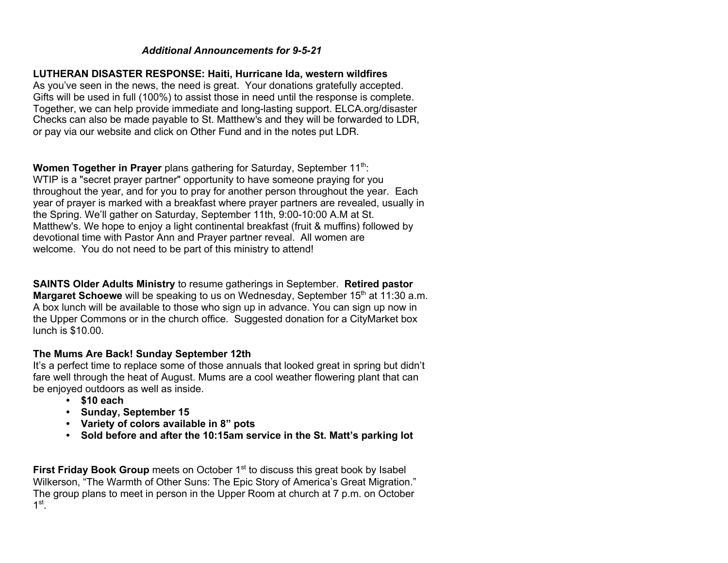*Additional Announcements for 9-5-21*

**LUTHERAN DISASTER RESPONSE: Haiti, Hurricane Ida, western wildfires**
As you've seen in the news, the need is great. Your donations gratefully accepted. Gifts will be used in full (100%) to assist those in need until the response is complete. Together, we can help provide immediate and long-lasting support. ELCA.org/disaster Checks can also be made payable to St. Matthew's and they will be forwarded to LDR, or pay via our website and click on Other Fund and in the notes put LDR.

**Women Together in Prayer** plans gathering for Saturday, September 11th:
WTIP is a "secret prayer partner" opportunity to have someone praying for you throughout the year, and for you to pray for another person throughout the year. Each year of prayer is marked with a breakfast where prayer partners are revealed, usually in the Spring. We'll gather on Saturday, September 11th, 9:00-10:00 A.M at St. Matthew's. We hope to enjoy a light continental breakfast (fruit & muffins) followed by devotional time with Pastor Ann and Prayer partner reveal. All women are welcome. You do not need to be part of this ministry to attend!

**SAINTS Older Adults Ministry** to resume gatherings in September. **Retired pastor Margaret Schoewe** will be speaking to us on Wednesday, September 15th at 11:30 a.m. A box lunch will be available to those who sign up in advance. You can sign up now in the Upper Commons or in the church office. Suggested donation for a CityMarket box lunch is $10.00.

**The Mums Are Back! Sunday September 12th**
It's a perfect time to replace some of those annuals that looked great in spring but didn't fare well through the heat of August. Mums are a cool weather flowering plant that can be enjoyed outdoors as well as inside.

- **$10 each**
- **Sunday, September 15**
- **Variety of colors available in 8" pots**
- **Sold before and after the 10:15am service in the St. Matt's parking lot**

**First Friday Book Group** meets on October 1st to discuss this great book by Isabel Wilkerson, "The Warmth of Other Suns: The Epic Story of America's Great Migration." The group plans to meet in person in the Upper Room at church at 7 p.m. on October 1st.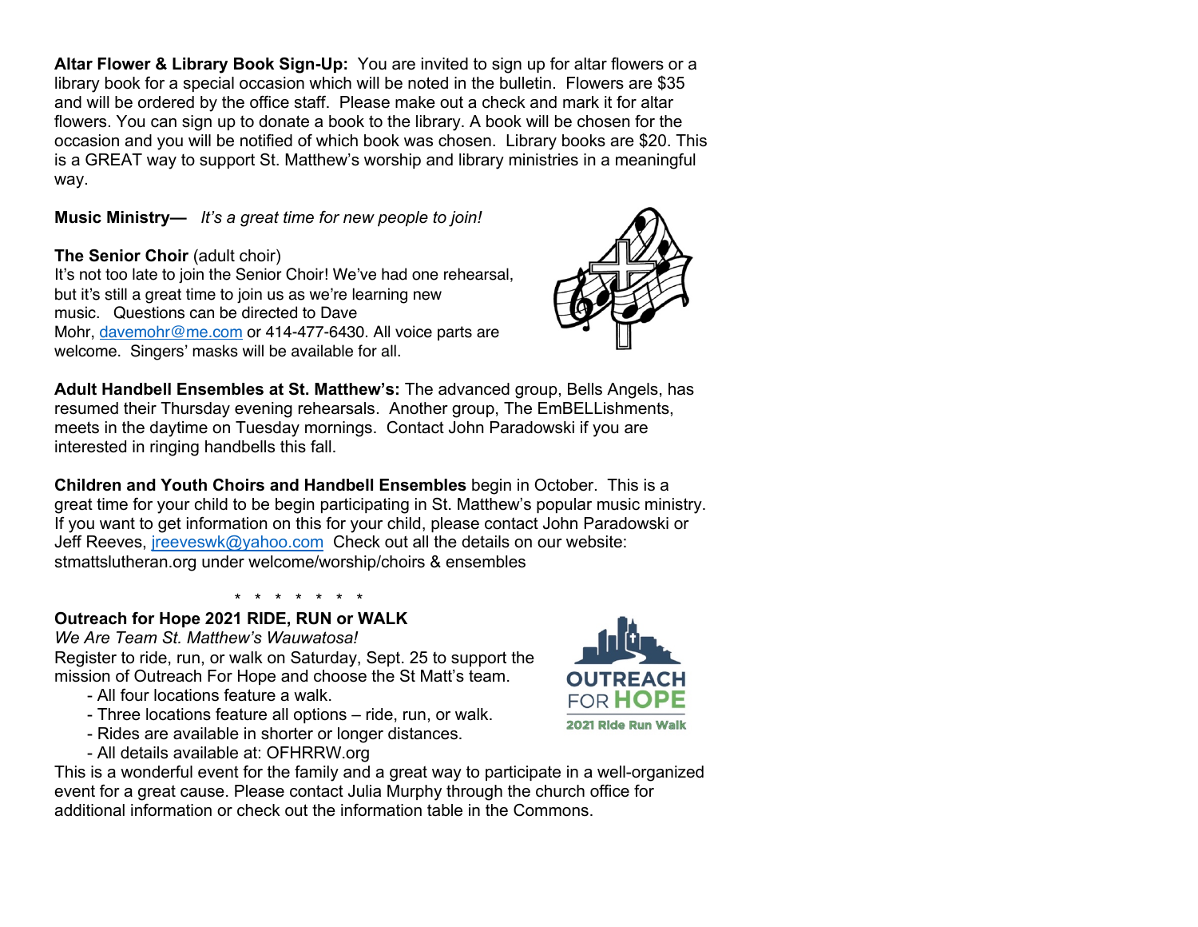**Altar Flower & Library Book Sign-Up:** You are invited to sign up for altar flowers or a library book for a special occasion which will be noted in the bulletin. Flowers are $35 and will be ordered by the office staff. Please make out a check and mark it for altar flowers. You can sign up to donate a book to the library. A book will be chosen for the occasion and you will be notified of which book was chosen. Library books are $20. This is a GREAT way to support St. Matthew's worship and library ministries in a meaningful way.

**Music Ministry—** *It's a great time for new people to join!*

**The Senior Choir** (adult choir)
It's not too late to join the Senior Choir! We've had one rehearsal, but it's still a great time to join us as we're learning new music. Questions can be directed to Dave Mohr, davemohr@me.com or 414-477-6430. All voice parts are welcome. Singers' masks will be available for all.

**Adult Handbell Ensembles at St. Matthew's:** The advanced group, Bells Angels, has resumed their Thursday evening rehearsals. Another group, The EmBELLishments, meets in the daytime on Tuesday mornings. Contact John Paradowski if you are interested in ringing handbells this fall.

**Children and Youth Choirs and Handbell Ensembles** begin in October. This is a great time for your child to be begin participating in St. Matthew's popular music ministry. If you want to get information on this for your child, please contact John Paradowski or Jeff Reeves, jreeveswk@yahoo.com Check out all the details on our website: stmattslutheran.org under welcome/worship/choirs & ensembles

\* \* \* \* \* \* \*

**Outreach for Hope 2021 RIDE, RUN or WALK**
*We Are Team St. Matthew's Wauwatosa!*
Register to ride, run, or walk on Saturday, Sept. 25 to support the mission of Outreach For Hope and choose the St Matt's team.

- All four locations feature a walk.
- Three locations feature all options – ride, run, or walk.
- Rides are available in shorter or longer distances.
- All details available at: OFHRRW.org

This is a wonderful event for the family and a great way to participate in a well-organized event for a great cause. Please contact Julia Murphy through the church office for additional information or check out the information table in the Commons.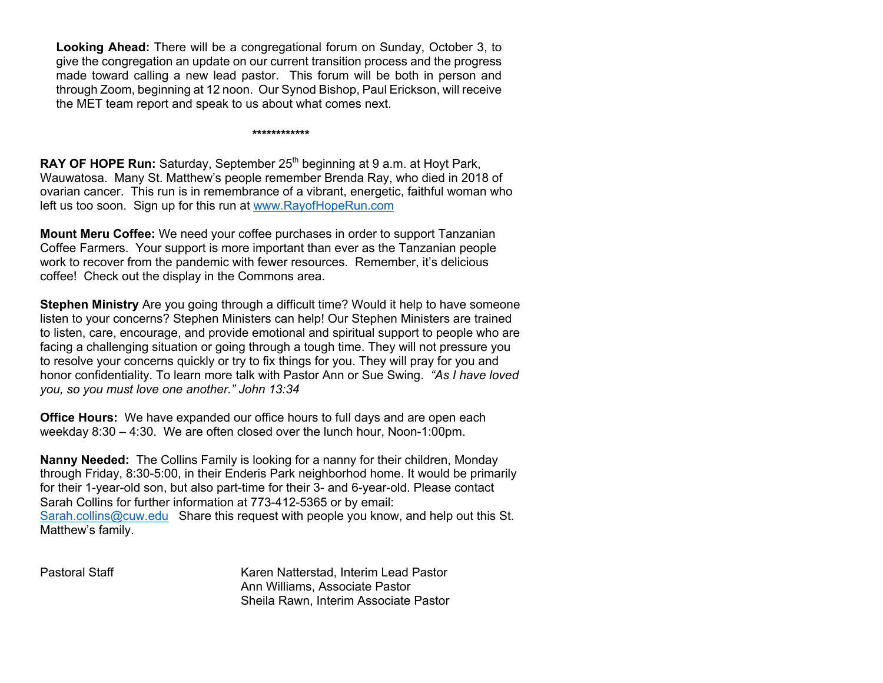**Looking Ahead:** There will be a congregational forum on Sunday, October 3, to give the congregation an update on our current transition process and the progress made toward calling a new lead pastor. This forum will be both in person and through Zoom, beginning at 12 noon. Our Synod Bishop, Paul Erickson, will receive the MET team report and speak to us about what comes next.

************

**RAY OF HOPE Run:** Saturday, September 25th beginning at 9 a.m. at Hoyt Park, Wauwatosa. Many St. Matthew's people remember Brenda Ray, who died in 2018 of ovarian cancer. This run is in remembrance of a vibrant, energetic, faithful woman who left us too soon. Sign up for this run at www.RayofHopeRun.com

**Mount Meru Coffee:** We need your coffee purchases in order to support Tanzanian Coffee Farmers. Your support is more important than ever as the Tanzanian people work to recover from the pandemic with fewer resources. Remember, it's delicious coffee! Check out the display in the Commons area.

**Stephen Ministry** Are you going through a difficult time? Would it help to have someone listen to your concerns? Stephen Ministers can help! Our Stephen Ministers are trained to listen, care, encourage, and provide emotional and spiritual support to people who are facing a challenging situation or going through a tough time. They will not pressure you to resolve your concerns quickly or try to fix things for you. They will pray for you and honor confidentiality. To learn more talk with Pastor Ann or Sue Swing. *"As I have loved you, so you must love one another." John 13:34*

**Office Hours:** We have expanded our office hours to full days and are open each weekday 8:30 – 4:30. We are often closed over the lunch hour, Noon-1:00pm.

**Nanny Needed:** The Collins Family is looking for a nanny for their children, Monday through Friday, 8:30-5:00, in their Enderis Park neighborhod home. It would be primarily for their 1-year-old son, but also part-time for their 3- and 6-year-old. Please contact Sarah Collins for further information at 773-412-5365 or by email: Sarah.collins@cuw.edu Share this request with people you know, and help out this St. Matthew's family.

Pastoral Staff

Karen Natterstad, Interim Lead Pastor
Ann Williams, Associate Pastor
Sheila Rawn, Interim Associate Pastor